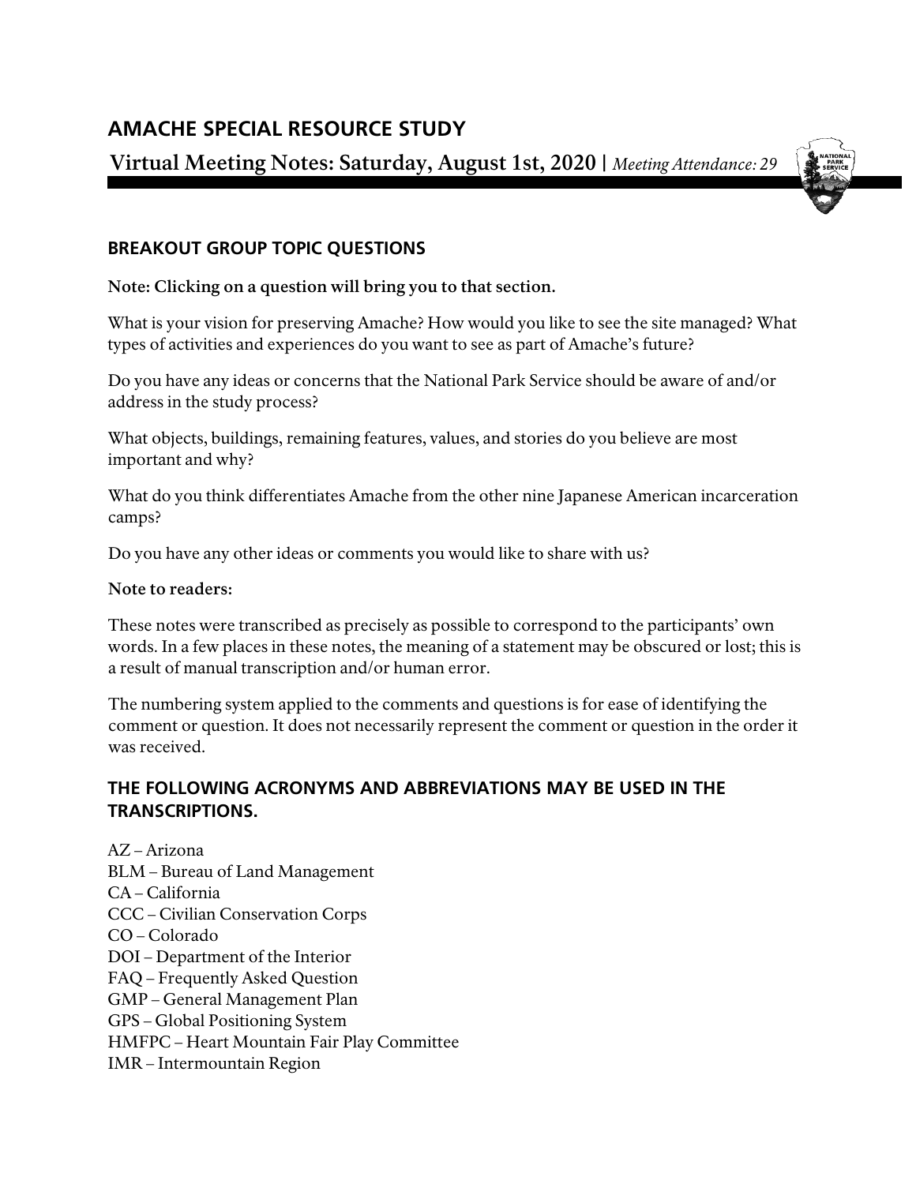# AMACHE SPECIAL RESOURCE STUDY

## Virtual Meeting Notes: Saturday, August 1st, 2020 | *Meeting Attendance: 29*

### BREAKOUT GROUP TOPIC QUESTIONS

**Note: Clicking on a question will bring you to that section.**

What is your vision for preserving Amache? How would you like to see the site managed? What types of activities and experiences do you want to see as part of Amache's future?

Do you have any ideas or concerns that the National Park Service should be aware of and/or address in the study process?

What objects, buildings, remaining features, values, and stories do you believe are most important and why?

What do you think differentiates Amache from the other nine Japanese American incarceration camps?

Do you have any other ideas or comments you would like to share with us?

**Note to readers:**

These notes were transcribed as precisely as possible to correspond to the participants' own words. In a few places in these notes, the meaning of a statement may be obscured or lost; this is a result of manual transcription and/or human error.

The numbering system applied to the comments and questions is for ease of identifying the comment or question. It does not necessarily represent the comment or question in the order it was received.

### THE FOLLOWING ACRONYMS AND ABBREVIATIONS MAY BE USED IN THE TRANSCRIPTIONS.

AZ – Arizona
BLM – Bureau of Land Management
CA – California
CCC – Civilian Conservation Corps
CO – Colorado
DOI – Department of the Interior
FAQ – Frequently Asked Question
GMP – General Management Plan
GPS – Global Positioning System
HMFPC – Heart Mountain Fair Play Committee
IMR – Intermountain Region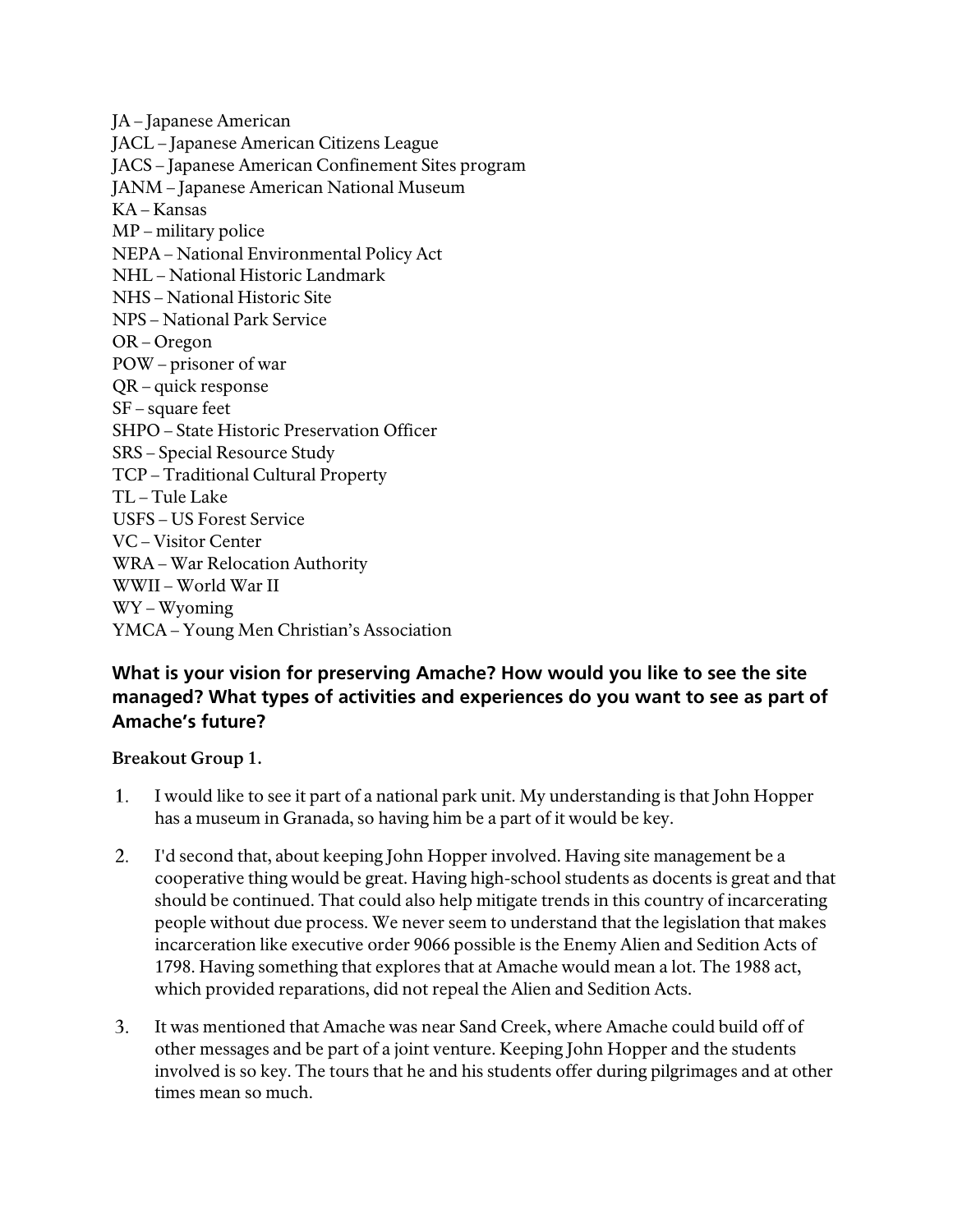JA – Japanese American
JACL – Japanese American Citizens League
JACS – Japanese American Confinement Sites program
JANM – Japanese American National Museum
KA – Kansas
MP – military police
NEPA – National Environmental Policy Act
NHL – National Historic Landmark
NHS – National Historic Site
NPS – National Park Service
OR – Oregon
POW – prisoner of war
QR – quick response
SF – square feet
SHPO – State Historic Preservation Officer
SRS – Special Resource Study
TCP – Traditional Cultural Property
TL – Tule Lake
USFS – US Forest Service
VC – Visitor Center
WRA – War Relocation Authority
WWII – World War II
WY – Wyoming
YMCA – Young Men Christian's Association

## What is your vision for preserving Amache? How would you like to see the site managed? What types of activities and experiences do you want to see as part of Amache's future?

**Breakout Group 1.**

1. I would like to see it part of a national park unit. My understanding is that John Hopper has a museum in Granada, so having him be a part of it would be key.

2. I'd second that, about keeping John Hopper involved. Having site management be a cooperative thing would be great. Having high-school students as docents is great and that should be continued. That could also help mitigate trends in this country of incarcerating people without due process. We never seem to understand that the legislation that makes incarceration like executive order 9066 possible is the Enemy Alien and Sedition Acts of 1798. Having something that explores that at Amache would mean a lot. The 1988 act, which provided reparations, did not repeal the Alien and Sedition Acts.

3. It was mentioned that Amache was near Sand Creek, where Amache could build off of other messages and be part of a joint venture. Keeping John Hopper and the students involved is so key. The tours that he and his students offer during pilgrimages and at other times mean so much.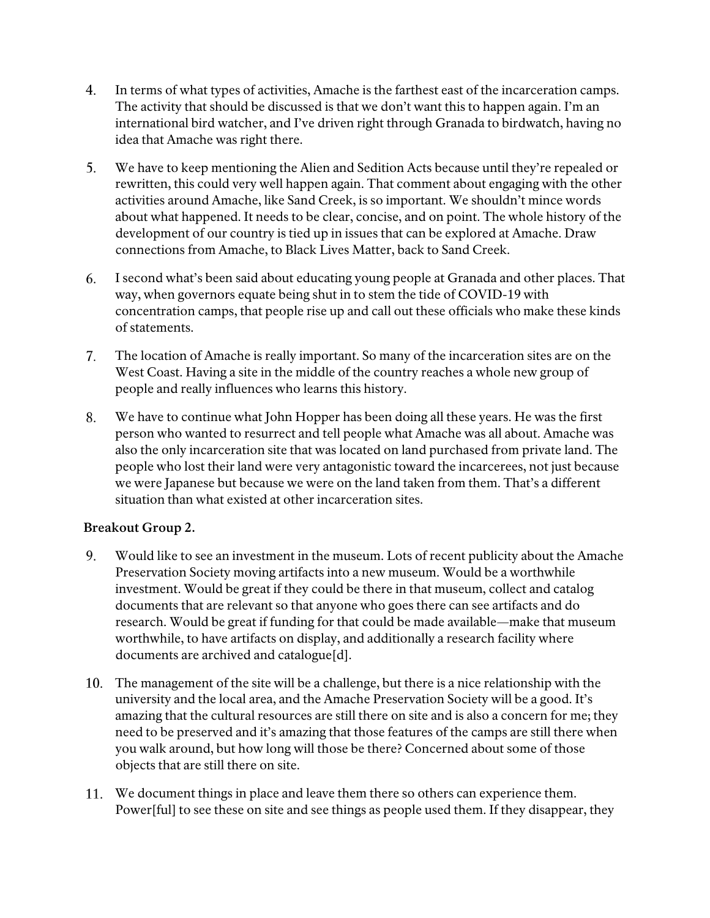4. In terms of what types of activities, Amache is the farthest east of the incarceration camps. The activity that should be discussed is that we don't want this to happen again. I'm an international bird watcher, and I've driven right through Granada to birdwatch, having no idea that Amache was right there.

5. We have to keep mentioning the Alien and Sedition Acts because until they're repealed or rewritten, this could very well happen again. That comment about engaging with the other activities around Amache, like Sand Creek, is so important. We shouldn't mince words about what happened. It needs to be clear, concise, and on point. The whole history of the development of our country is tied up in issues that can be explored at Amache. Draw connections from Amache, to Black Lives Matter, back to Sand Creek.

6. I second what's been said about educating young people at Granada and other places. That way, when governors equate being shut in to stem the tide of COVID-19 with concentration camps, that people rise up and call out these officials who make these kinds of statements.

7. The location of Amache is really important. So many of the incarceration sites are on the West Coast. Having a site in the middle of the country reaches a whole new group of people and really influences who learns this history.

8. We have to continue what John Hopper has been doing all these years. He was the first person who wanted to resurrect and tell people what Amache was all about. Amache was also the only incarceration site that was located on land purchased from private land. The people who lost their land were very antagonistic toward the incarcerees, not just because we were Japanese but because we were on the land taken from them. That's a different situation than what existed at other incarceration sites.

**Breakout Group 2.**

9. Would like to see an investment in the museum. Lots of recent publicity about the Amache Preservation Society moving artifacts into a new museum. Would be a worthwhile investment. Would be great if they could be there in that museum, collect and catalog documents that are relevant so that anyone who goes there can see artifacts and do research. Would be great if funding for that could be made available—make that museum worthwhile, to have artifacts on display, and additionally a research facility where documents are archived and catalogue[d].

10. The management of the site will be a challenge, but there is a nice relationship with the university and the local area, and the Amache Preservation Society will be a good. It's amazing that the cultural resources are still there on site and is also a concern for me; they need to be preserved and it's amazing that those features of the camps are still there when you walk around, but how long will those be there? Concerned about some of those objects that are still there on site.

11. We document things in place and leave them there so others can experience them. Power[ful] to see these on site and see things as people used them. If they disappear, they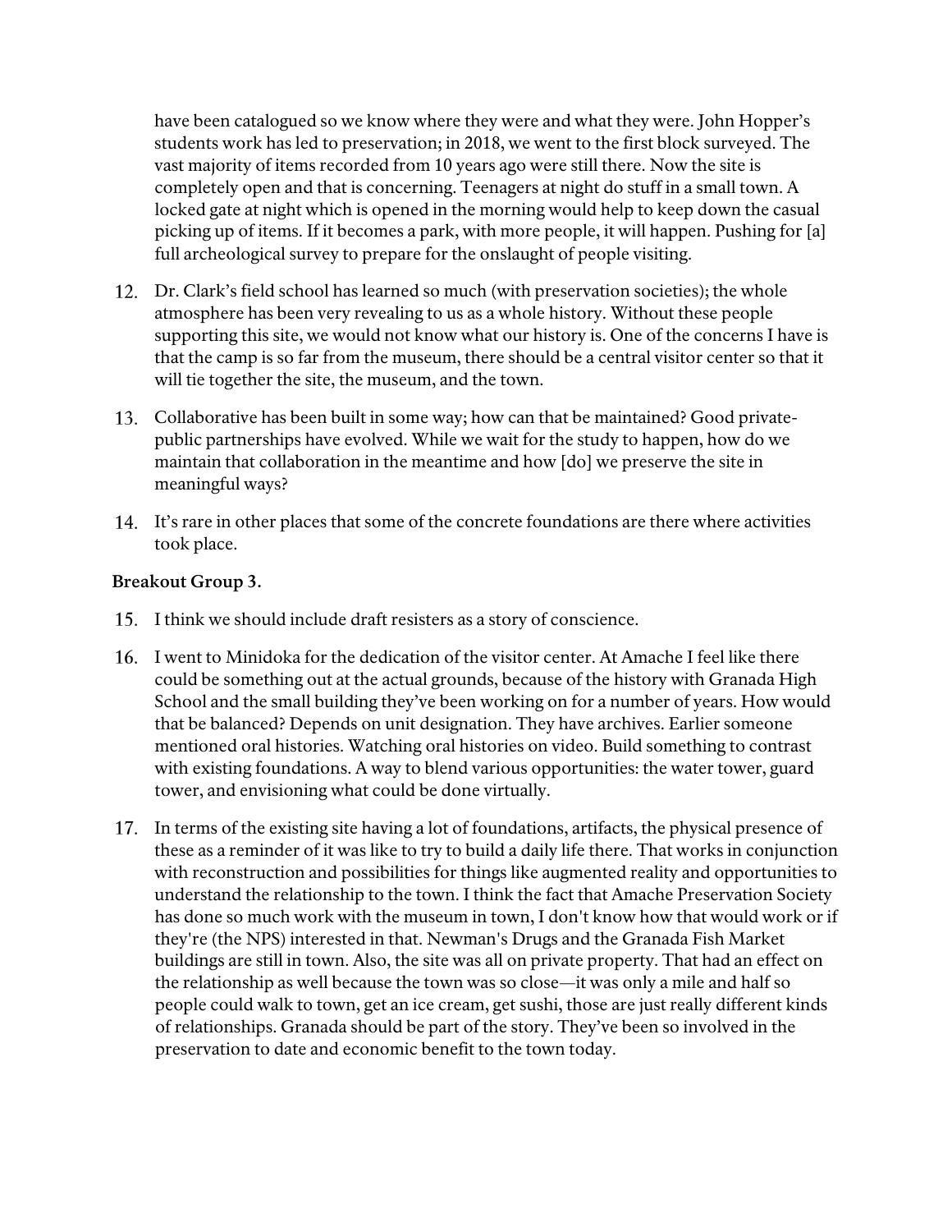have been catalogued so we know where they were and what they were. John Hopper's students work has led to preservation; in 2018, we went to the first block surveyed. The vast majority of items recorded from 10 years ago were still there. Now the site is completely open and that is concerning. Teenagers at night do stuff in a small town. A locked gate at night which is opened in the morning would help to keep down the casual picking up of items. If it becomes a park, with more people, it will happen. Pushing for [a] full archeological survey to prepare for the onslaught of people visiting.

12. Dr. Clark's field school has learned so much (with preservation societies); the whole atmosphere has been very revealing to us as a whole history. Without these people supporting this site, we would not know what our history is. One of the concerns I have is that the camp is so far from the museum, there should be a central visitor center so that it will tie together the site, the museum, and the town.
13. Collaborative has been built in some way; how can that be maintained? Good private-public partnerships have evolved. While we wait for the study to happen, how do we maintain that collaboration in the meantime and how [do] we preserve the site in meaningful ways?
14. It's rare in other places that some of the concrete foundations are there where activities took place.

**Breakout Group 3.**

15. I think we should include draft resisters as a story of conscience.
16. I went to Minidoka for the dedication of the visitor center. At Amache I feel like there could be something out at the actual grounds, because of the history with Granada High School and the small building they've been working on for a number of years. How would that be balanced? Depends on unit designation. They have archives. Earlier someone mentioned oral histories. Watching oral histories on video. Build something to contrast with existing foundations. A way to blend various opportunities: the water tower, guard tower, and envisioning what could be done virtually.
17. In terms of the existing site having a lot of foundations, artifacts, the physical presence of these as a reminder of it was like to try to build a daily life there. That works in conjunction with reconstruction and possibilities for things like augmented reality and opportunities to understand the relationship to the town. I think the fact that Amache Preservation Society has done so much work with the museum in town, I don't know how that would work or if they're (the NPS) interested in that. Newman's Drugs and the Granada Fish Market buildings are still in town. Also, the site was all on private property. That had an effect on the relationship as well because the town was so close—it was only a mile and half so people could walk to town, get an ice cream, get sushi, those are just really different kinds of relationships. Granada should be part of the story. They've been so involved in the preservation to date and economic benefit to the town today.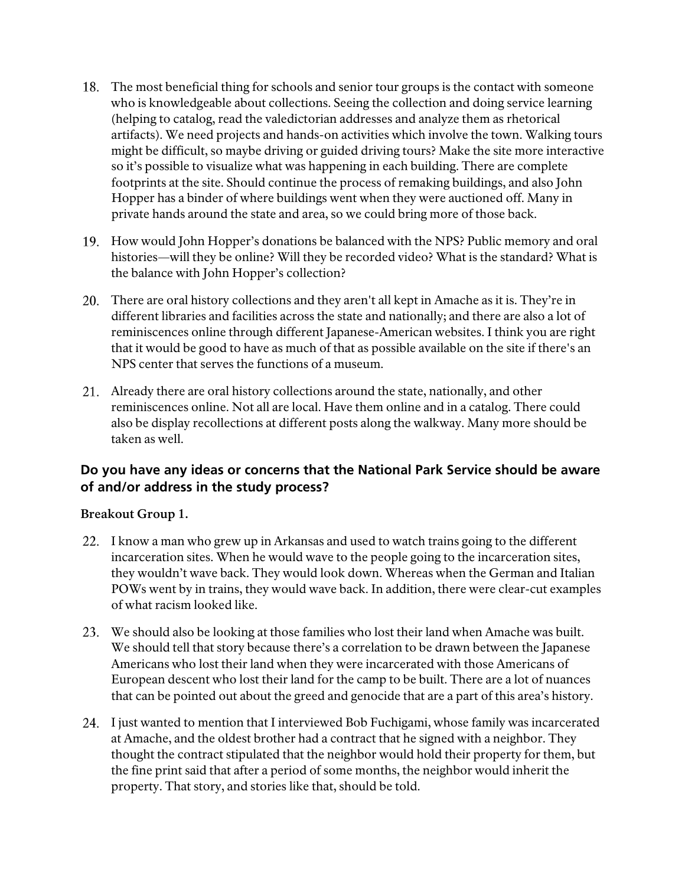18. The most beneficial thing for schools and senior tour groups is the contact with someone who is knowledgeable about collections. Seeing the collection and doing service learning (helping to catalog, read the valedictorian addresses and analyze them as rhetorical artifacts). We need projects and hands-on activities which involve the town. Walking tours might be difficult, so maybe driving or guided driving tours? Make the site more interactive so it's possible to visualize what was happening in each building. There are complete footprints at the site. Should continue the process of remaking buildings, and also John Hopper has a binder of where buildings went when they were auctioned off. Many in private hands around the state and area, so we could bring more of those back.

19. How would John Hopper's donations be balanced with the NPS? Public memory and oral histories—will they be online? Will they be recorded video? What is the standard? What is the balance with John Hopper's collection?

20. There are oral history collections and they aren't all kept in Amache as it is. They're in different libraries and facilities across the state and nationally; and there are also a lot of reminiscences online through different Japanese-American websites. I think you are right that it would be good to have as much of that as possible available on the site if there's an NPS center that serves the functions of a museum.

21. Already there are oral history collections around the state, nationally, and other reminiscences online. Not all are local. Have them online and in a catalog. There could also be display recollections at different posts along the walkway. Many more should be taken as well.

## Do you have any ideas or concerns that the National Park Service should be aware of and/or address in the study process?

**Breakout Group 1.**

22. I know a man who grew up in Arkansas and used to watch trains going to the different incarceration sites. When he would wave to the people going to the incarceration sites, they wouldn't wave back. They would look down. Whereas when the German and Italian POWs went by in trains, they would wave back. In addition, there were clear-cut examples of what racism looked like.

23. We should also be looking at those families who lost their land when Amache was built. We should tell that story because there's a correlation to be drawn between the Japanese Americans who lost their land when they were incarcerated with those Americans of European descent who lost their land for the camp to be built. There are a lot of nuances that can be pointed out about the greed and genocide that are a part of this area's history.

24. I just wanted to mention that I interviewed Bob Fuchigami, whose family was incarcerated at Amache, and the oldest brother had a contract that he signed with a neighbor. They thought the contract stipulated that the neighbor would hold their property for them, but the fine print said that after a period of some months, the neighbor would inherit the property. That story, and stories like that, should be told.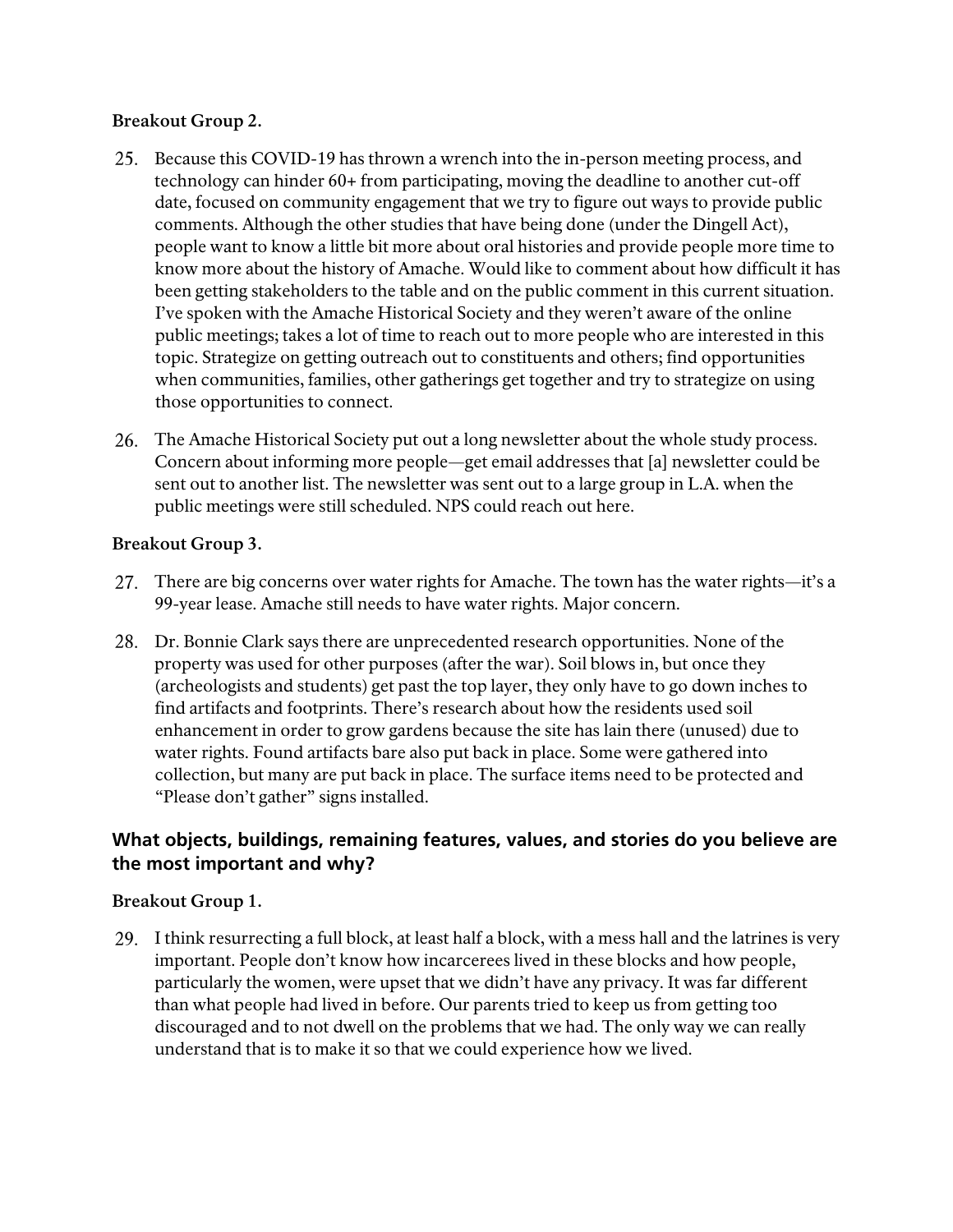**Breakout Group 2.**

25. Because this COVID-19 has thrown a wrench into the in-person meeting process, and technology can hinder 60+ from participating, moving the deadline to another cut-off date, focused on community engagement that we try to figure out ways to provide public comments. Although the other studies that have being done (under the Dingell Act), people want to know a little bit more about oral histories and provide people more time to know more about the history of Amache. Would like to comment about how difficult it has been getting stakeholders to the table and on the public comment in this current situation. I've spoken with the Amache Historical Society and they weren't aware of the online public meetings; takes a lot of time to reach out to more people who are interested in this topic. Strategize on getting outreach out to constituents and others; find opportunities when communities, families, other gatherings get together and try to strategize on using those opportunities to connect.

26. The Amache Historical Society put out a long newsletter about the whole study process. Concern about informing more people—get email addresses that [a] newsletter could be sent out to another list. The newsletter was sent out to a large group in L.A. when the public meetings were still scheduled. NPS could reach out here.

**Breakout Group 3.**

27. There are big concerns over water rights for Amache. The town has the water rights—it's a 99-year lease. Amache still needs to have water rights. Major concern.

28. Dr. Bonnie Clark says there are unprecedented research opportunities. None of the property was used for other purposes (after the war). Soil blows in, but once they (archeologists and students) get past the top layer, they only have to go down inches to find artifacts and footprints. There's research about how the residents used soil enhancement in order to grow gardens because the site has lain there (unused) due to water rights. Found artifacts bare also put back in place. Some were gathered into collection, but many are put back in place. The surface items need to be protected and "Please don't gather" signs installed.

## What objects, buildings, remaining features, values, and stories do you believe are the most important and why?

**Breakout Group 1.**

29. I think resurrecting a full block, at least half a block, with a mess hall and the latrines is very important. People don't know how incarcerees lived in these blocks and how people, particularly the women, were upset that we didn't have any privacy. It was far different than what people had lived in before. Our parents tried to keep us from getting too discouraged and to not dwell on the problems that we had. The only way we can really understand that is to make it so that we could experience how we lived.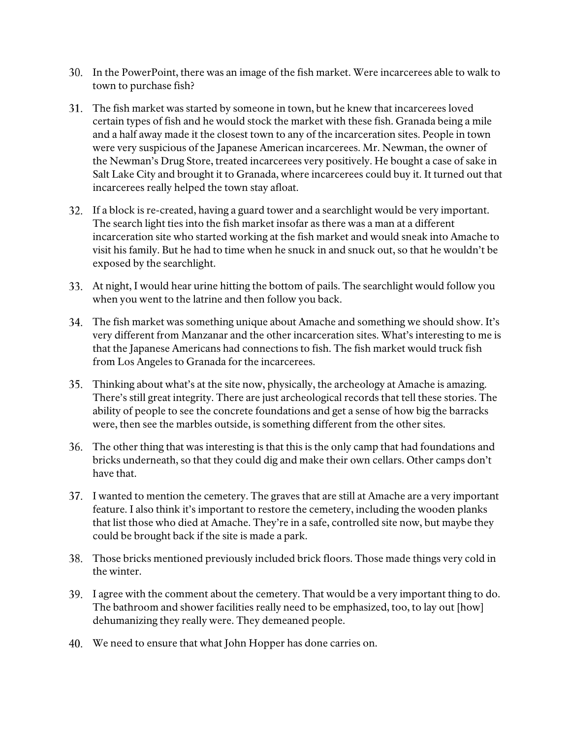30. In the PowerPoint, there was an image of the fish market. Were incarcerees able to walk to town to purchase fish?

31. The fish market was started by someone in town, but he knew that incarcerees loved certain types of fish and he would stock the market with these fish. Granada being a mile and a half away made it the closest town to any of the incarceration sites. People in town were very suspicious of the Japanese American incarcerees. Mr. Newman, the owner of the Newman's Drug Store, treated incarcerees very positively. He bought a case of sake in Salt Lake City and brought it to Granada, where incarcerees could buy it. It turned out that incarcerees really helped the town stay afloat.

32. If a block is re-created, having a guard tower and a searchlight would be very important. The search light ties into the fish market insofar as there was a man at a different incarceration site who started working at the fish market and would sneak into Amache to visit his family. But he had to time when he snuck in and snuck out, so that he wouldn't be exposed by the searchlight.

33. At night, I would hear urine hitting the bottom of pails. The searchlight would follow you when you went to the latrine and then follow you back.

34. The fish market was something unique about Amache and something we should show. It's very different from Manzanar and the other incarceration sites. What's interesting to me is that the Japanese Americans had connections to fish. The fish market would truck fish from Los Angeles to Granada for the incarcerees.

35. Thinking about what's at the site now, physically, the archeology at Amache is amazing. There's still great integrity. There are just archeological records that tell these stories. The ability of people to see the concrete foundations and get a sense of how big the barracks were, then see the marbles outside, is something different from the other sites.

36. The other thing that was interesting is that this is the only camp that had foundations and bricks underneath, so that they could dig and make their own cellars. Other camps don't have that.

37. I wanted to mention the cemetery. The graves that are still at Amache are a very important feature. I also think it's important to restore the cemetery, including the wooden planks that list those who died at Amache. They're in a safe, controlled site now, but maybe they could be brought back if the site is made a park.

38. Those bricks mentioned previously included brick floors. Those made things very cold in the winter.

39. I agree with the comment about the cemetery. That would be a very important thing to do. The bathroom and shower facilities really need to be emphasized, too, to lay out [how] dehumanizing they really were. They demeaned people.

40. We need to ensure that what John Hopper has done carries on.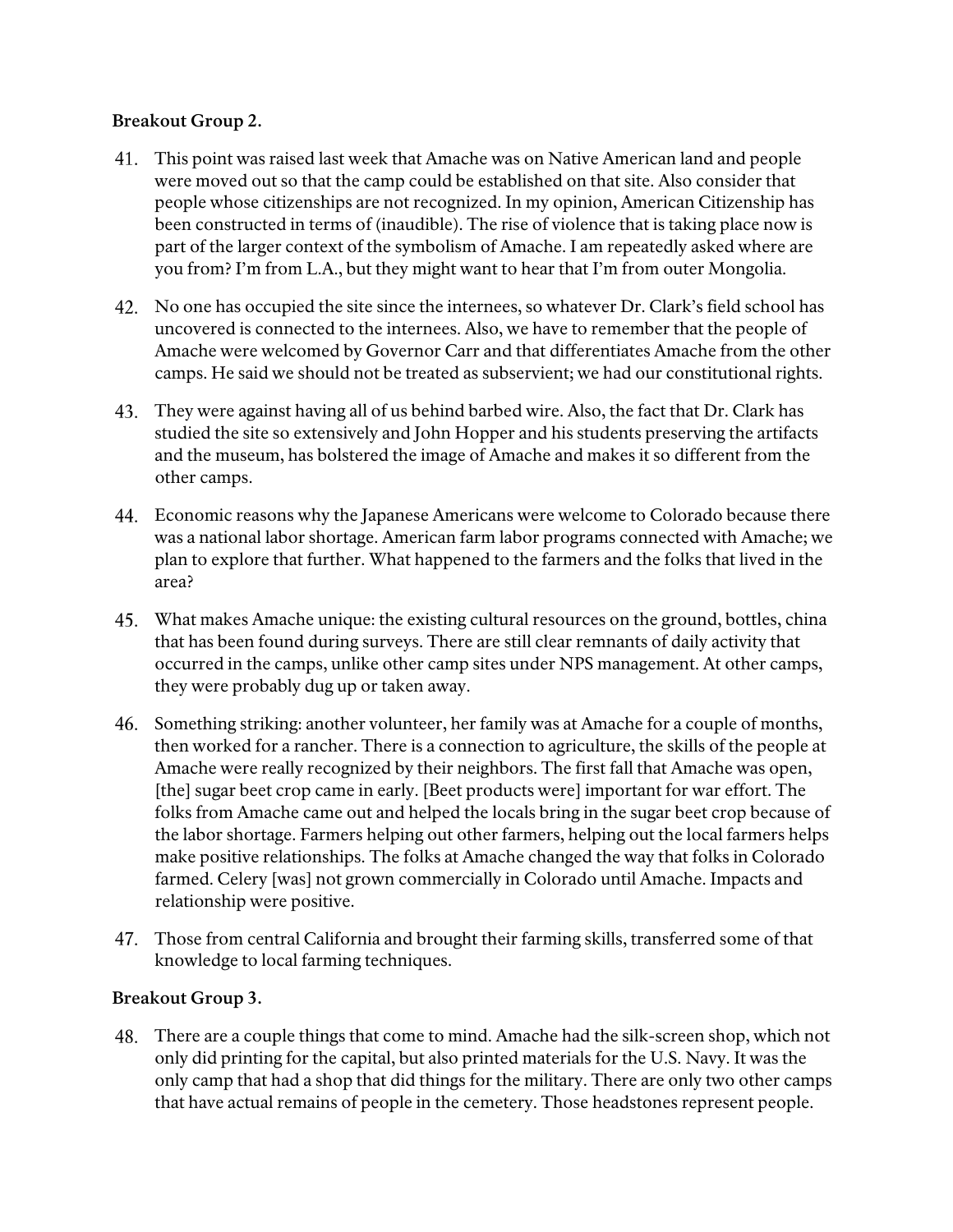**Breakout Group 2.**

41. This point was raised last week that Amache was on Native American land and people were moved out so that the camp could be established on that site. Also consider that people whose citizenships are not recognized. In my opinion, American Citizenship has been constructed in terms of (inaudible). The rise of violence that is taking place now is part of the larger context of the symbolism of Amache. I am repeatedly asked where are you from? I'm from L.A., but they might want to hear that I'm from outer Mongolia.

42. No one has occupied the site since the internees, so whatever Dr. Clark's field school has uncovered is connected to the internees. Also, we have to remember that the people of Amache were welcomed by Governor Carr and that differentiates Amache from the other camps. He said we should not be treated as subservient; we had our constitutional rights.

43. They were against having all of us behind barbed wire. Also, the fact that Dr. Clark has studied the site so extensively and John Hopper and his students preserving the artifacts and the museum, has bolstered the image of Amache and makes it so different from the other camps.

44. Economic reasons why the Japanese Americans were welcome to Colorado because there was a national labor shortage. American farm labor programs connected with Amache; we plan to explore that further. What happened to the farmers and the folks that lived in the area?

45. What makes Amache unique: the existing cultural resources on the ground, bottles, china that has been found during surveys. There are still clear remnants of daily activity that occurred in the camps, unlike other camp sites under NPS management. At other camps, they were probably dug up or taken away.

46. Something striking: another volunteer, her family was at Amache for a couple of months, then worked for a rancher. There is a connection to agriculture, the skills of the people at Amache were really recognized by their neighbors. The first fall that Amache was open, [the] sugar beet crop came in early. [Beet products were] important for war effort. The folks from Amache came out and helped the locals bring in the sugar beet crop because of the labor shortage. Farmers helping out other farmers, helping out the local farmers helps make positive relationships. The folks at Amache changed the way that folks in Colorado farmed. Celery [was] not grown commercially in Colorado until Amache. Impacts and relationship were positive.

47. Those from central California and brought their farming skills, transferred some of that knowledge to local farming techniques.

**Breakout Group 3.**

48. There are a couple things that come to mind. Amache had the silk-screen shop, which not only did printing for the capital, but also printed materials for the U.S. Navy. It was the only camp that had a shop that did things for the military. There are only two other camps that have actual remains of people in the cemetery. Those headstones represent people.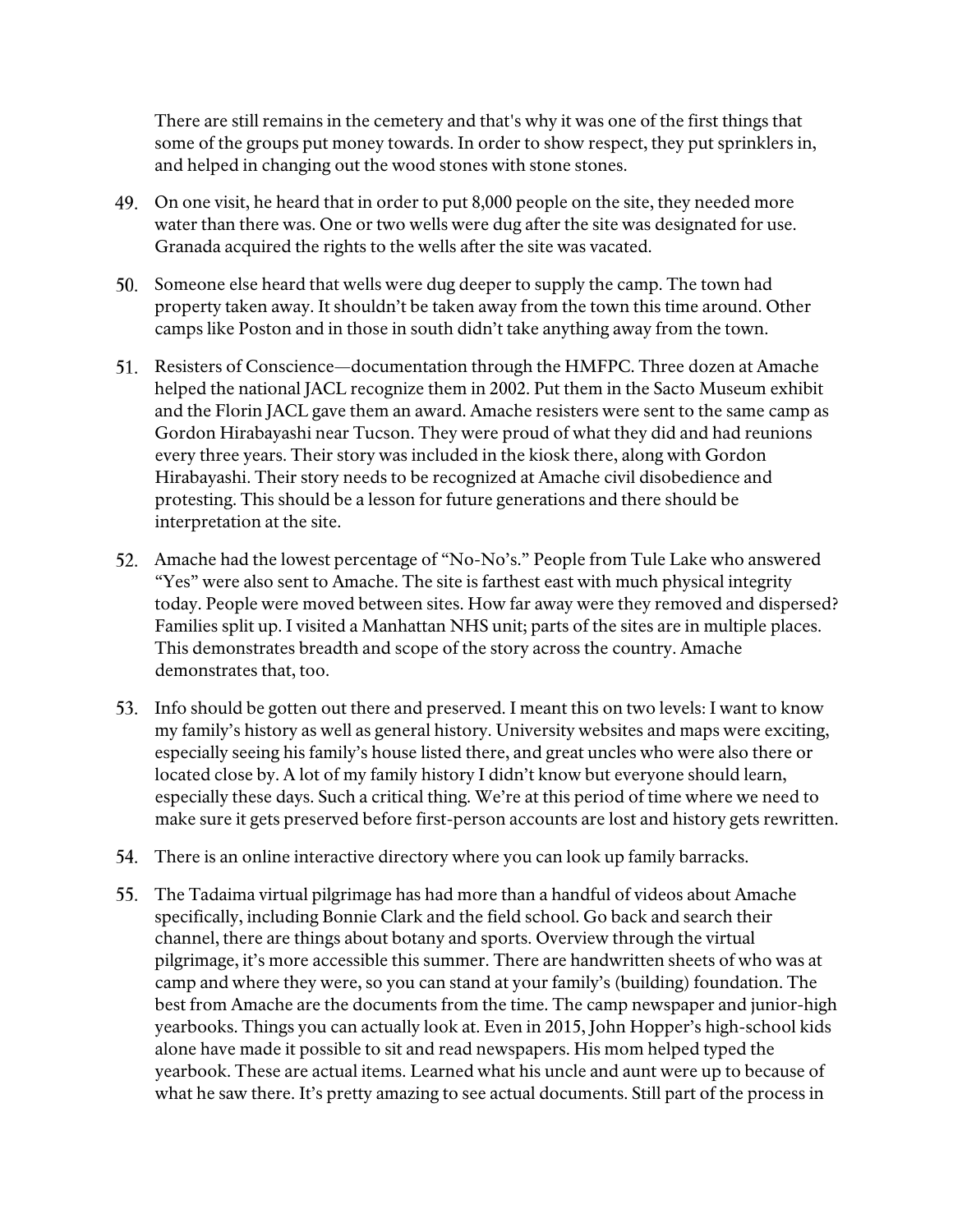There are still remains in the cemetery and that's why it was one of the first things that some of the groups put money towards. In order to show respect, they put sprinklers in, and helped in changing out the wood stones with stone stones.

49. On one visit, he heard that in order to put 8,000 people on the site, they needed more water than there was. One or two wells were dug after the site was designated for use. Granada acquired the rights to the wells after the site was vacated.

50. Someone else heard that wells were dug deeper to supply the camp. The town had property taken away. It shouldn't be taken away from the town this time around. Other camps like Poston and in those in south didn't take anything away from the town.

51. Resisters of Conscience—documentation through the HMFPC. Three dozen at Amache helped the national JACL recognize them in 2002. Put them in the Sacto Museum exhibit and the Florin JACL gave them an award. Amache resisters were sent to the same camp as Gordon Hirabayashi near Tucson. They were proud of what they did and had reunions every three years. Their story was included in the kiosk there, along with Gordon Hirabayashi. Their story needs to be recognized at Amache civil disobedience and protesting. This should be a lesson for future generations and there should be interpretation at the site.

52. Amache had the lowest percentage of "No-No's." People from Tule Lake who answered "Yes" were also sent to Amache. The site is farthest east with much physical integrity today. People were moved between sites. How far away were they removed and dispersed? Families split up. I visited a Manhattan NHS unit; parts of the sites are in multiple places. This demonstrates breadth and scope of the story across the country. Amache demonstrates that, too.

53. Info should be gotten out there and preserved. I meant this on two levels: I want to know my family's history as well as general history. University websites and maps were exciting, especially seeing his family's house listed there, and great uncles who were also there or located close by. A lot of my family history I didn't know but everyone should learn, especially these days. Such a critical thing. We're at this period of time where we need to make sure it gets preserved before first-person accounts are lost and history gets rewritten.

54. There is an online interactive directory where you can look up family barracks.

55. The Tadaima virtual pilgrimage has had more than a handful of videos about Amache specifically, including Bonnie Clark and the field school. Go back and search their channel, there are things about botany and sports. Overview through the virtual pilgrimage, it's more accessible this summer. There are handwritten sheets of who was at camp and where they were, so you can stand at your family's (building) foundation. The best from Amache are the documents from the time. The camp newspaper and junior-high yearbooks. Things you can actually look at. Even in 2015, John Hopper's high-school kids alone have made it possible to sit and read newspapers. His mom helped typed the yearbook. These are actual items. Learned what his uncle and aunt were up to because of what he saw there. It's pretty amazing to see actual documents. Still part of the process in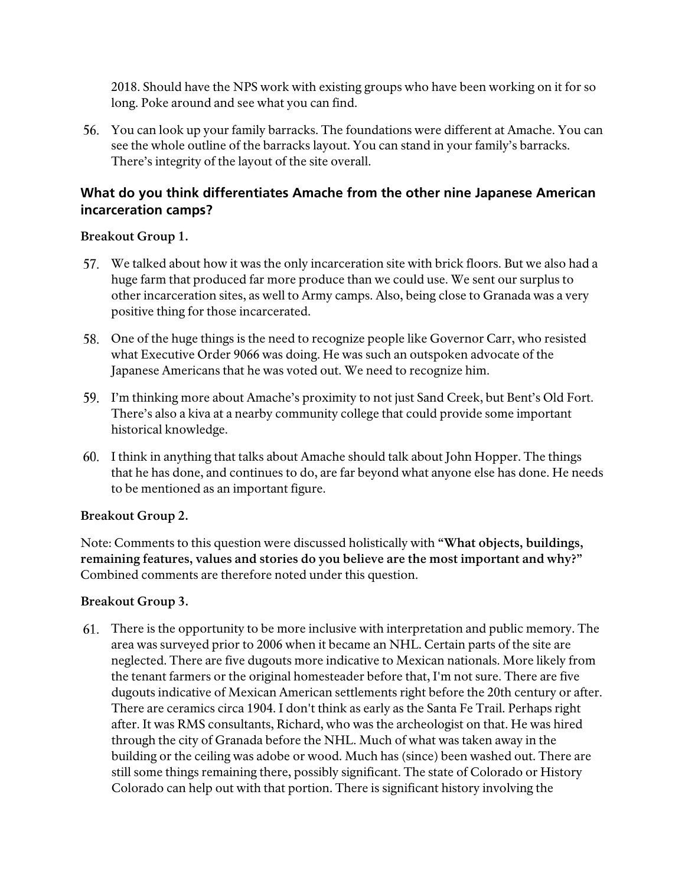2018. Should have the NPS work with existing groups who have been working on it for so long. Poke around and see what you can find.

56. You can look up your family barracks. The foundations were different at Amache. You can see the whole outline of the barracks layout. You can stand in your family's barracks. There's integrity of the layout of the site overall.

### What do you think differentiates Amache from the other nine Japanese American incarceration camps?

**Breakout Group 1.**

57. We talked about how it was the only incarceration site with brick floors. But we also had a huge farm that produced far more produce than we could use. We sent our surplus to other incarceration sites, as well to Army camps. Also, being close to Granada was a very positive thing for those incarcerated.

58. One of the huge things is the need to recognize people like Governor Carr, who resisted what Executive Order 9066 was doing. He was such an outspoken advocate of the Japanese Americans that he was voted out. We need to recognize him.

59. I'm thinking more about Amache's proximity to not just Sand Creek, but Bent's Old Fort. There's also a kiva at a nearby community college that could provide some important historical knowledge.

60. I think in anything that talks about Amache should talk about John Hopper. The things that he has done, and continues to do, are far beyond what anyone else has done. He needs to be mentioned as an important figure.

**Breakout Group 2.**

Note: Comments to this question were discussed holistically with **"What objects, buildings, remaining features, values and stories do you believe are the most important and why?"** Combined comments are therefore noted under this question.

**Breakout Group 3.**

61. There is the opportunity to be more inclusive with interpretation and public memory. The area was surveyed prior to 2006 when it became an NHL. Certain parts of the site are neglected. There are five dugouts more indicative to Mexican nationals. More likely from the tenant farmers or the original homesteader before that, I'm not sure. There are five dugouts indicative of Mexican American settlements right before the 20th century or after. There are ceramics circa 1904. I don't think as early as the Santa Fe Trail. Perhaps right after. It was RMS consultants, Richard, who was the archeologist on that. He was hired through the city of Granada before the NHL. Much of what was taken away in the building or the ceiling was adobe or wood. Much has (since) been washed out. There are still some things remaining there, possibly significant. The state of Colorado or History Colorado can help out with that portion. There is significant history involving the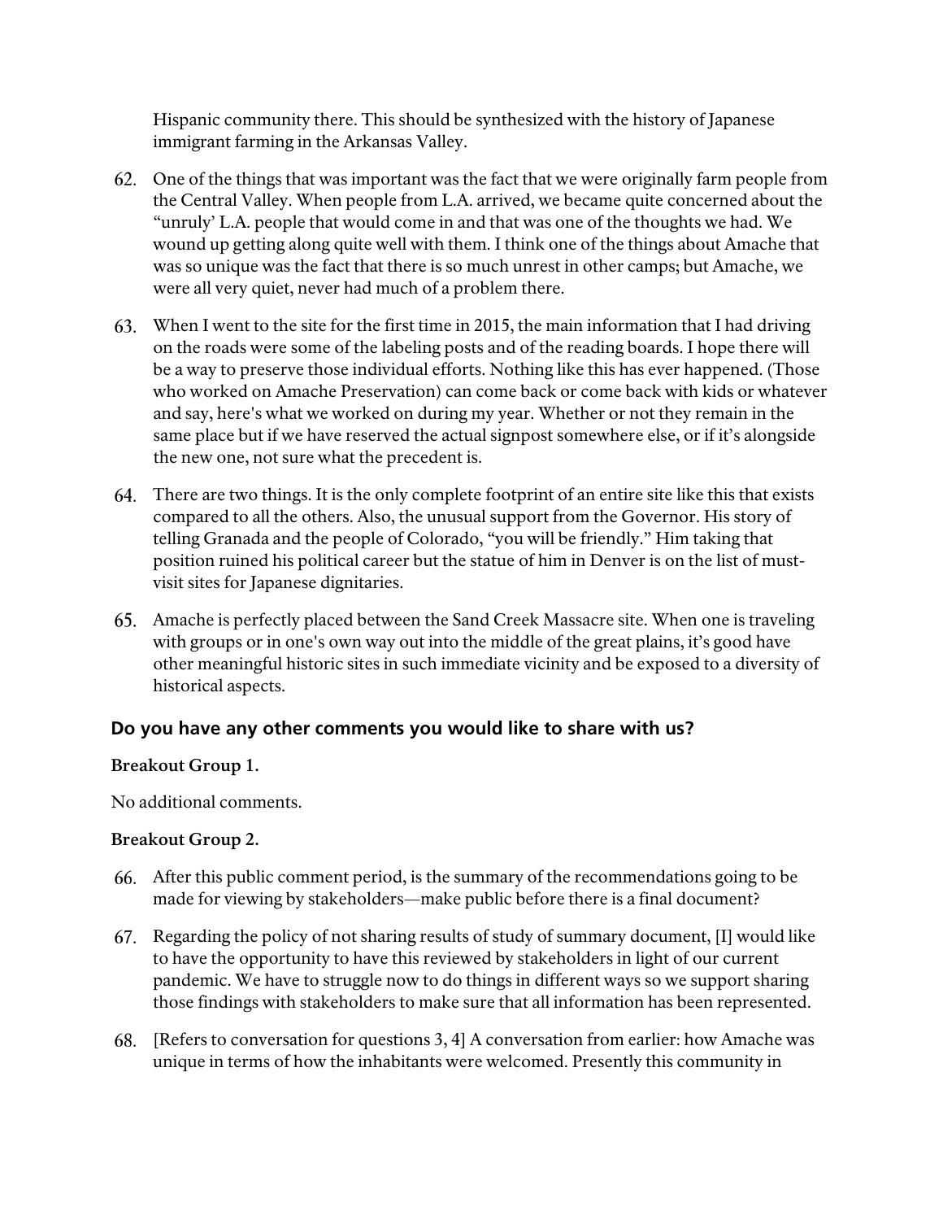Hispanic community there. This should be synthesized with the history of Japanese immigrant farming in the Arkansas Valley.

62. One of the things that was important was the fact that we were originally farm people from the Central Valley. When people from L.A. arrived, we became quite concerned about the "unruly' L.A. people that would come in and that was one of the thoughts we had. We wound up getting along quite well with them. I think one of the things about Amache that was so unique was the fact that there is so much unrest in other camps; but Amache, we were all very quiet, never had much of a problem there.

63. When I went to the site for the first time in 2015, the main information that I had driving on the roads were some of the labeling posts and of the reading boards. I hope there will be a way to preserve those individual efforts. Nothing like this has ever happened. (Those who worked on Amache Preservation) can come back or come back with kids or whatever and say, here's what we worked on during my year. Whether or not they remain in the same place but if we have reserved the actual signpost somewhere else, or if it's alongside the new one, not sure what the precedent is.

64. There are two things. It is the only complete footprint of an entire site like this that exists compared to all the others. Also, the unusual support from the Governor. His story of telling Granada and the people of Colorado, "you will be friendly." Him taking that position ruined his political career but the statue of him in Denver is on the list of must-visit sites for Japanese dignitaries.

65. Amache is perfectly placed between the Sand Creek Massacre site. When one is traveling with groups or in one's own way out into the middle of the great plains, it's good have other meaningful historic sites in such immediate vicinity and be exposed to a diversity of historical aspects.

### Do you have any other comments you would like to share with us?

**Breakout Group 1.**

No additional comments.

**Breakout Group 2.**

66. After this public comment period, is the summary of the recommendations going to be made for viewing by stakeholders—make public before there is a final document?

67. Regarding the policy of not sharing results of study of summary document, [I] would like to have the opportunity to have this reviewed by stakeholders in light of our current pandemic. We have to struggle now to do things in different ways so we support sharing those findings with stakeholders to make sure that all information has been represented.

68. [Refers to conversation for questions 3, 4] A conversation from earlier: how Amache was unique in terms of how the inhabitants were welcomed. Presently this community in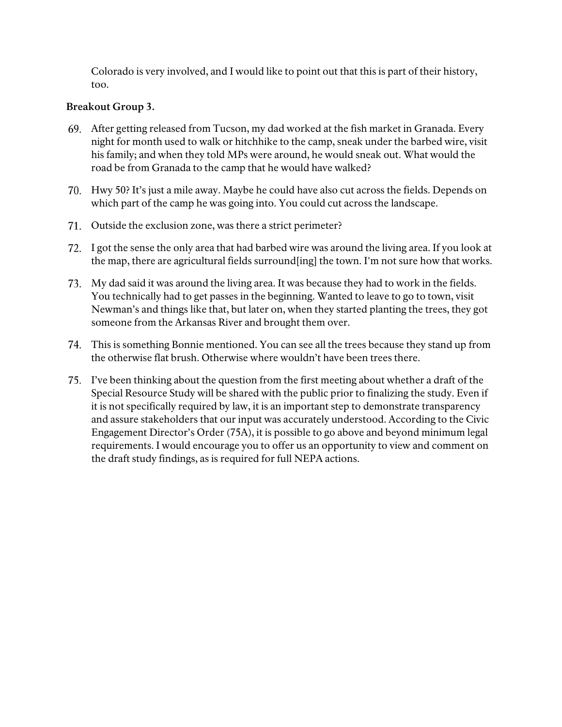Colorado is very involved, and I would like to point out that this is part of their history, too.

**Breakout Group 3.**

69. After getting released from Tucson, my dad worked at the fish market in Granada. Every night for month used to walk or hitchhike to the camp, sneak under the barbed wire, visit his family; and when they told MPs were around, he would sneak out. What would the road be from Granada to the camp that he would have walked?

70. Hwy 50? It's just a mile away. Maybe he could have also cut across the fields. Depends on which part of the camp he was going into. You could cut across the landscape.

71. Outside the exclusion zone, was there a strict perimeter?

72. I got the sense the only area that had barbed wire was around the living area. If you look at the map, there are agricultural fields surround[ing] the town. I'm not sure how that works.

73. My dad said it was around the living area. It was because they had to work in the fields. You technically had to get passes in the beginning. Wanted to leave to go to town, visit Newman's and things like that, but later on, when they started planting the trees, they got someone from the Arkansas River and brought them over.

74. This is something Bonnie mentioned. You can see all the trees because they stand up from the otherwise flat brush. Otherwise where wouldn't have been trees there.

75. I've been thinking about the question from the first meeting about whether a draft of the Special Resource Study will be shared with the public prior to finalizing the study. Even if it is not specifically required by law, it is an important step to demonstrate transparency and assure stakeholders that our input was accurately understood. According to the Civic Engagement Director's Order (75A), it is possible to go above and beyond minimum legal requirements. I would encourage you to offer us an opportunity to view and comment on the draft study findings, as is required for full NEPA actions.